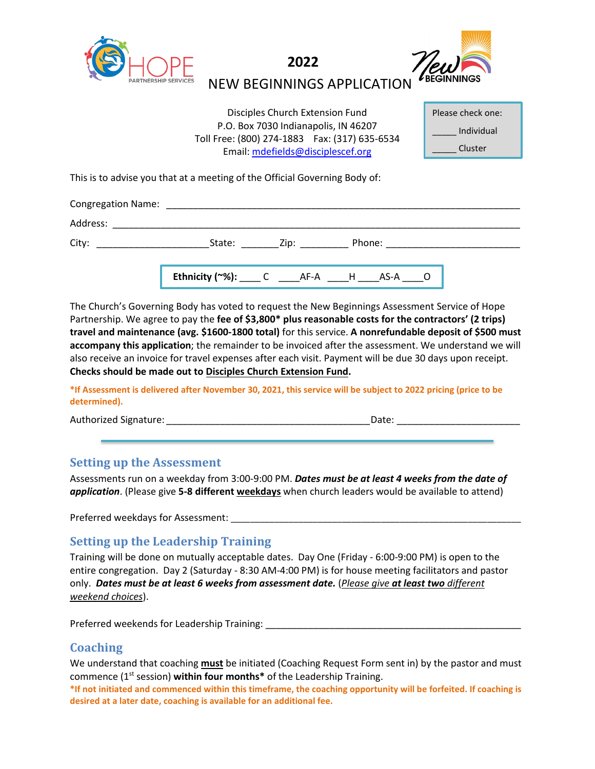# 2022
# NEW BEGINNINGS APPLICATION

Disciples Church Extension Fund
P.O. Box 7030 Indianapolis, IN 46207
Toll Free: (800) 274-1883    Fax: (317) 635-6534
Email: mdefields@disciplescef.org

Please check one:

_____ Individual

_____ Cluster

This is to advise you that at a meeting of the Official Governing Body of:

Congregation Name: ___________________________________________________________________

Address: ______________________________________________________________________________

City: _____________________State: _______Zip: _________ Phone: _________________________

**Ethnicity (~%):** ____ C ____AF-A ____H ____AS-A ____O

The Church's Governing Body has voted to request the New Beginnings Assessment Service of Hope Partnership. We agree to pay the **fee of $3,800* plus reasonable costs for the contractors' (2 trips) travel and maintenance (avg. $1600-1800 total)** for this service. **A nonrefundable deposit of $500 must accompany this application**; the remainder to be invoiced after the assessment. We understand we will also receive an invoice for travel expenses after each visit. Payment will be due 30 days upon receipt. **Checks should be made out to Disciples Church Extension Fund.**

***If Assessment is delivered after November 30, 2021, this service will be subject to 2022 pricing (price to be determined).**

Authorized Signature: ______________________________________Date: ______________________

## Setting up the Assessment

Assessments run on a weekday from 3:00-9:00 PM. ***Dates must be at least 4 weeks from the date of application***. (Please give **5-8 different** weekdays when church leaders would be available to attend)

Preferred weekdays for Assessment: ______________________________________________________

## Setting up the Leadership Training

Training will be done on mutually acceptable dates. Day One (Friday - 6:00-9:00 PM) is open to the entire congregation. Day 2 (Saturday - 8:30 AM-4:00 PM) is for house meeting facilitators and pastor only. ***Dates must be at least 6 weeks from assessment date.*** (*Please give **at least two** different weekend choices*).

Preferred weekends for Leadership Training: ________________________________________________

## Coaching

We understand that coaching **must** be initiated (Coaching Request Form sent in) by the pastor and must commence (1st session) **within four months*** of the Leadership Training.

***If not initiated and commenced within this timeframe, the coaching opportunity will be forfeited. If coaching is desired at a later date, coaching is available for an additional fee.**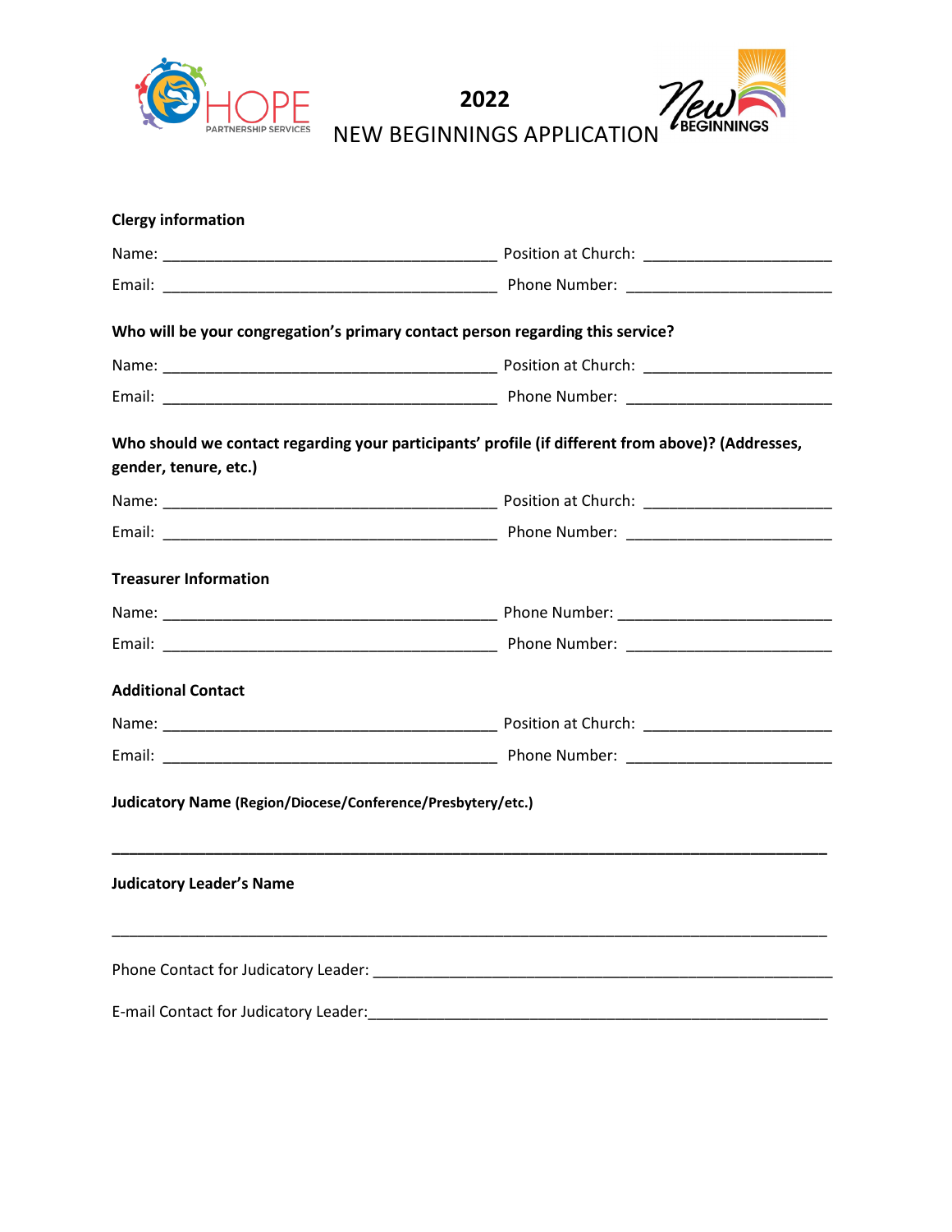# 2022

# NEW BEGINNINGS APPLICATION

**Clergy information**

Name: ________________________________________ Position at Church: ______________________

Email: ________________________________________ Phone Number: ________________________

**Who will be your congregation's primary contact person regarding this service?**

Name: ________________________________________ Position at Church: ______________________

Email: ________________________________________ Phone Number: ________________________

**Who should we contact regarding your participants' profile (if different from above)? (Addresses, gender, tenure, etc.)**

Name: ________________________________________ Position at Church: ______________________

Email: ________________________________________ Phone Number: ________________________

**Treasurer Information**

Name: ________________________________________ Phone Number: ________________________

Email: ________________________________________ Phone Number: ________________________

**Additional Contact**

Name: ________________________________________ Position at Church: ______________________

Email: ________________________________________ Phone Number: ________________________

**Judicatory Name (Region/Diocese/Conference/Presbytery/etc.)**

______________________________________________________________________________________

**Judicatory Leader's Name**

______________________________________________________________________________________

Phone Contact for Judicatory Leader: ______________________________________________________

E-mail Contact for Judicatory Leader:______________________________________________________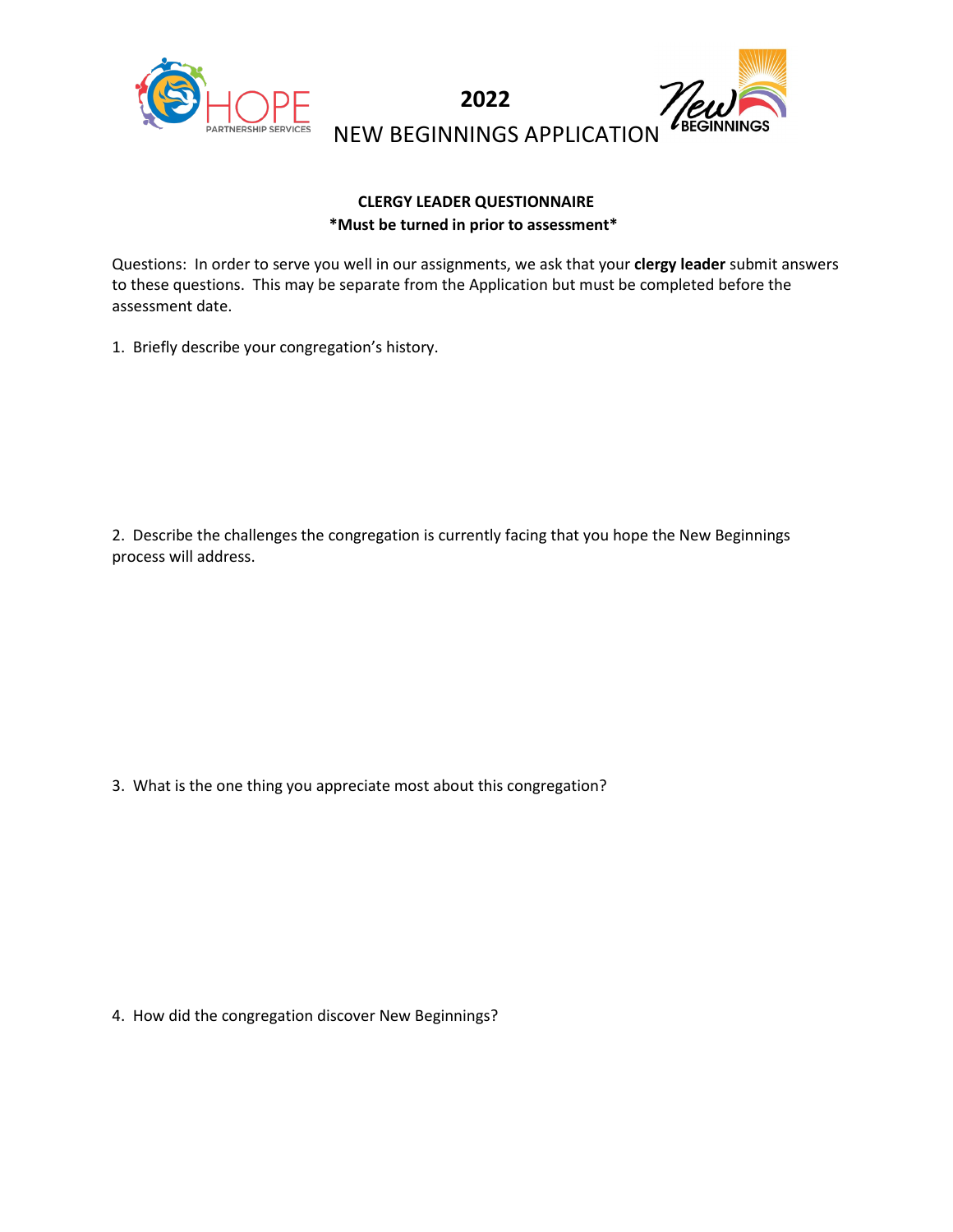# 2022
# NEW BEGINNINGS APPLICATION

**CLERGY LEADER QUESTIONNAIRE**
***Must be turned in prior to assessment***

Questions: In order to serve you well in our assignments, we ask that your **clergy leader** submit answers to these questions. This may be separate from the Application but must be completed before the assessment date.

1. Briefly describe your congregation's history.

2. Describe the challenges the congregation is currently facing that you hope the New Beginnings process will address.

3. What is the one thing you appreciate most about this congregation?

4. How did the congregation discover New Beginnings?